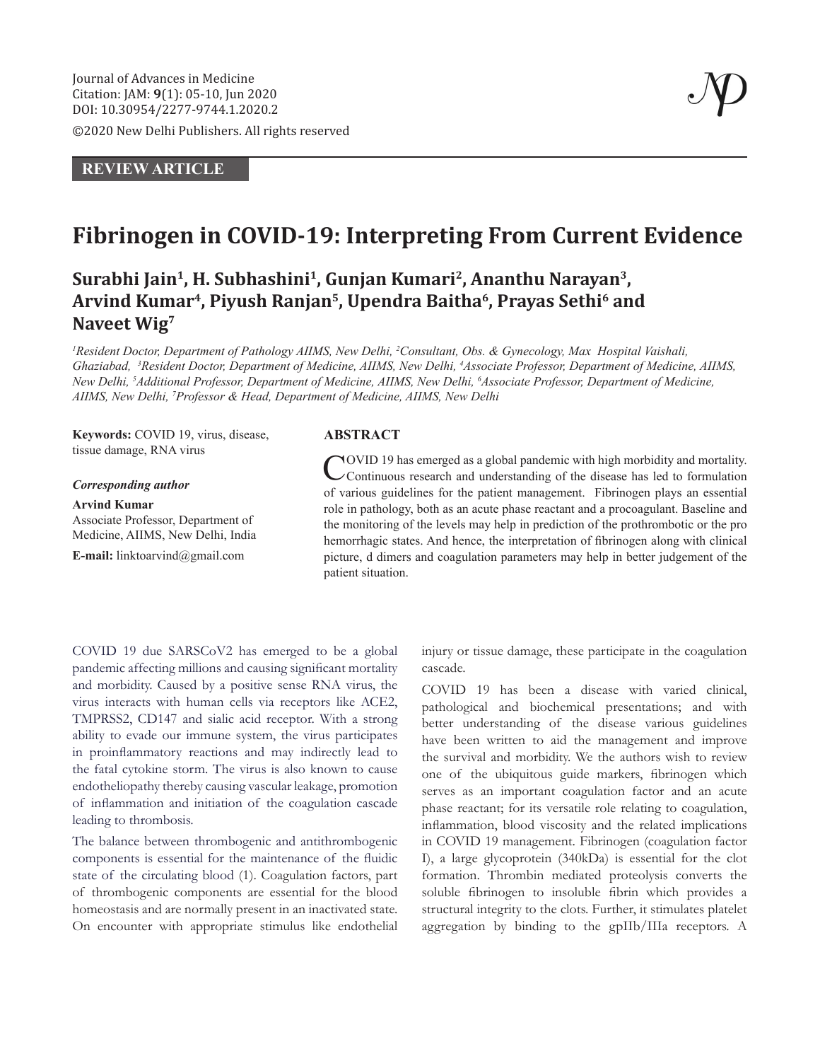Journal of Advances in Medicine
Citation: JAM: **9**(1): 05-10, Jun 2020
DOI: 10.30954/2277-9744.1.2020.2

©2020 New Delhi Publishers. All rights reserved

**REVIEW ARTICLE**

# Fibrinogen in COVID-19: Interpreting From Current Evidence

**Surabhi Jain[1], H. Subhashini[1], Gunjan Kumari[2], Ananthu Narayan[3], Arvind Kumar[4], Piyush Ranjan[5], Upendra Baitha[6], Prayas Sethi[6] and Naveet Wig[7]**

*[1]Resident Doctor, Department of Pathology AIIMS, New Delhi, [2]Consultant, Obs. & Gynecology, Max Hospital Vaishali, Ghaziabad, [3]Resident Doctor, Department of Medicine, AIIMS, New Delhi, [4]Associate Professor, Department of Medicine, AIIMS, New Delhi, [5]Additional Professor, Department of Medicine, AIIMS, New Delhi, [6]Associate Professor, Department of Medicine, AIIMS, New Delhi, [7]Professor & Head, Department of Medicine, AIIMS, New Delhi*

**Keywords:** COVID 19, virus, disease, tissue damage, RNA virus

***Corresponding author***

**Arvind Kumar**
Associate Professor, Department of Medicine, AIIMS, New Delhi, India

**E-mail:** linktoarvind@gmail.com

## ABSTRACT

COVID 19 has emerged as a global pandemic with high morbidity and mortality. Continuous research and understanding of the disease has led to formulation of various guidelines for the patient management. Fibrinogen plays an essential role in pathology, both as an acute phase reactant and a procoagulant. Baseline and the monitoring of the levels may help in prediction of the prothrombotic or the pro hemorrhagic states. And hence, the interpretation of fibrinogen along with clinical picture, d dimers and coagulation parameters may help in better judgement of the patient situation.

COVID 19 due SARSCoV2 has emerged to be a global pandemic affecting millions and causing significant mortality and morbidity. Caused by a positive sense RNA virus, the virus interacts with human cells via receptors like ACE2, TMPRSS2, CD147 and sialic acid receptor. With a strong ability to evade our immune system, the virus participates in proinflammatory reactions and may indirectly lead to the fatal cytokine storm. The virus is also known to cause endotheliopathy thereby causing vascular leakage, promotion of inflammation and initiation of the coagulation cascade leading to thrombosis.

The balance between thrombogenic and antithrombogenic components is essential for the maintenance of the fluidic state of the circulating blood (1). Coagulation factors, part of thrombogenic components are essential for the blood homeostasis and are normally present in an inactivated state. On encounter with appropriate stimulus like endothelial injury or tissue damage, these participate in the coagulation cascade.

COVID 19 has been a disease with varied clinical, pathological and biochemical presentations; and with better understanding of the disease various guidelines have been written to aid the management and improve the survival and morbidity. We the authors wish to review one of the ubiquitous guide markers, fibrinogen which serves as an important coagulation factor and an acute phase reactant; for its versatile role relating to coagulation, inflammation, blood viscosity and the related implications in COVID 19 management. Fibrinogen (coagulation factor I), a large glycoprotein (340kDa) is essential for the clot formation. Thrombin mediated proteolysis converts the soluble fibrinogen to insoluble fibrin which provides a structural integrity to the clots. Further, it stimulates platelet aggregation by binding to the gpIIb/IIIa receptors. A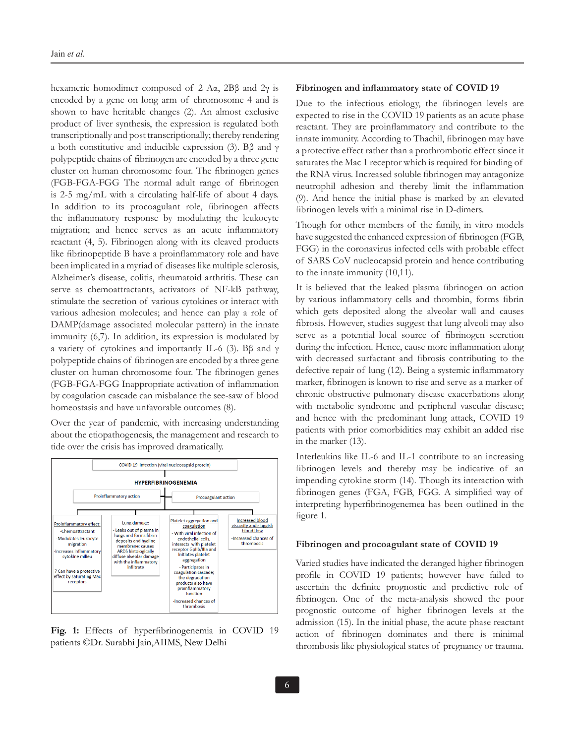hexameric homodimer composed of 2 Aα, 2Bβ and 2γ is encoded by a gene on long arm of chromosome 4 and is shown to have heritable changes (2). An almost exclusive product of liver synthesis, the expression is regulated both transcriptionally and post transcriptionally; thereby rendering a both constitutive and inducible expression (3). Bβ and γ polypeptide chains of fibrinogen are encoded by a three gene cluster on human chromosome four. The fibrinogen genes (FGB-FGA-FGG The normal adult range of fibrinogen is 2-5 mg/mL with a circulating half-life of about 4 days. In addition to its procoagulant role, fibrinogen affects the inflammatory response by modulating the leukocyte migration; and hence serves as an acute inflammatory reactant (4, 5). Fibrinogen along with its cleaved products like fibrinopeptide B have a proinflammatory role and have been implicated in a myriad of diseases like multiple sclerosis, Alzheimer's disease, colitis, rheumatoid arthritis. These can serve as chemoattractants, activators of NF-kB pathway, stimulate the secretion of various cytokines or interact with various adhesion molecules; and hence can play a role of DAMP(damage associated molecular pattern) in the innate immunity (6,7). In addition, its expression is modulated by a variety of cytokines and importantly IL-6 (3). Bβ and γ polypeptide chains of fibrinogen are encoded by a three gene cluster on human chromosome four. The fibrinogen genes (FGB-FGA-FGG Inappropriate activation of inflammation by coagulation cascade can misbalance the see-saw of blood homeostasis and have unfavorable outcomes (8).

Over the year of pandemic, with increasing understanding about the etiopathogenesis, the management and research to tide over the crisis has improved dramatically.

COVID 19 Infection (viral nucleocapsid protein)

HYPERFIBRINOGENEMIA

Proinflammatory action | Procoagulant action

- Proinflammatory effect: -Chemoattractant -Modulates leukocyte migration -Increases inflammatory cytokine milleu ? Can have a protective effect by saturating Mac receptors
- Lung damage: - Leaks out of plasma in lungs and forms fibrin deposits and hyaline membrane; causes ARDS histologically diffuse alveolar damage with the inflammatory infiltrate
- Platelet aggregation and coagulation - With viral infection of endothelial cells, interacts with platelet receptor GpIIb/IIIa and initiates platelet aggregation - Participates in coagulation cascade; the degradation products also have proinflammatory function -Increased chances of thrombosis
- Increased blood viscosity and sluggish blood flow -Increased chances of thrombosis

**Fig. 1:** Effects of hyperfibrinogenemia in COVID 19 patients ©Dr. Surabhi Jain,AIIMS, New Delhi

## Fibrinogen and inflammatory state of COVID 19

Due to the infectious etiology, the fibrinogen levels are expected to rise in the COVID 19 patients as an acute phase reactant. They are proinflammatory and contribute to the innate immunity. According to Thachil, fibrinogen may have a protective effect rather than a prothrombotic effect since it saturates the Mac 1 receptor which is required for binding of the RNA virus. Increased soluble fibrinogen may antagonize neutrophil adhesion and thereby limit the inflammation (9). And hence the initial phase is marked by an elevated fibrinogen levels with a minimal rise in D-dimers.

Though for other members of the family, in vitro models have suggested the enhanced expression of fibrinogen (FGB, FGG) in the coronavirus infected cells with probable effect of SARS CoV nucleocapsid protein and hence contributing to the innate immunity (10,11).

It is believed that the leaked plasma fibrinogen on action by various inflammatory cells and thrombin, forms fibrin which gets deposited along the alveolar wall and causes fibrosis. However, studies suggest that lung alveoli may also serve as a potential local source of fibrinogen secretion during the infection. Hence, cause more inflammation along with decreased surfactant and fibrosis contributing to the defective repair of lung (12). Being a systemic inflammatory marker, fibrinogen is known to rise and serve as a marker of chronic obstructive pulmonary disease exacerbations along with metabolic syndrome and peripheral vascular disease; and hence with the predominant lung attack, COVID 19 patients with prior comorbidities may exhibit an added rise in the marker (13).

Interleukins like IL-6 and IL-1 contribute to an increasing fibrinogen levels and thereby may be indicative of an impending cytokine storm (14). Though its interaction with fibrinogen genes (FGA, FGB, FGG. A simplified way of interpreting hyperfibrinogenemea has been outlined in the figure 1.

## Fibrinogen and procoagulant state of COVID 19

Varied studies have indicated the deranged higher fibrinogen profile in COVID 19 patients; however have failed to ascertain the definite prognostic and predictive role of fibrinogen. One of the meta-analysis showed the poor prognostic outcome of higher fibrinogen levels at the admission (15). In the initial phase, the acute phase reactant action of fibrinogen dominates and there is minimal thrombosis like physiological states of pregnancy or trauma.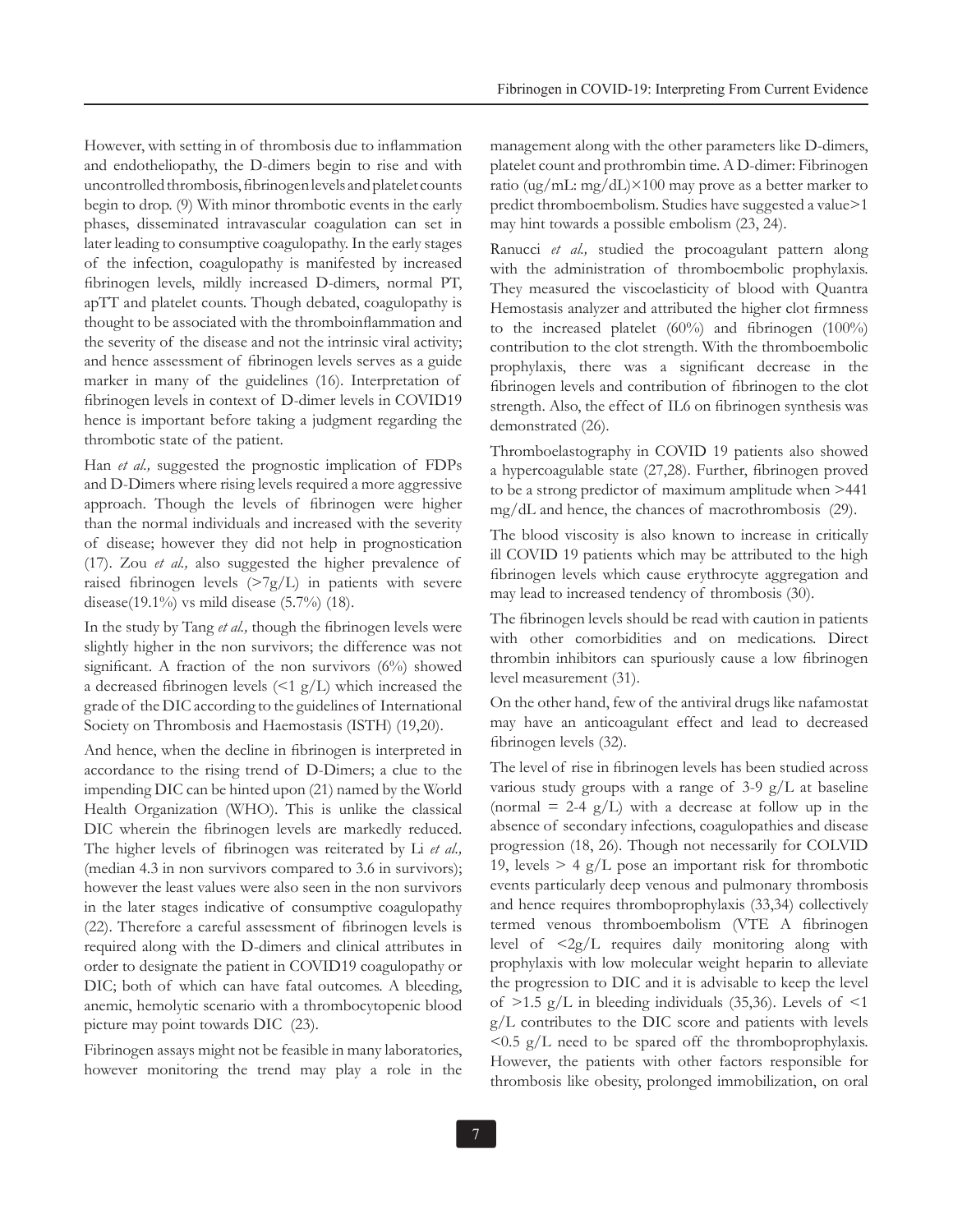However, with setting in of thrombosis due to inflammation and endotheliopathy, the D-dimers begin to rise and with uncontrolled thrombosis, fibrinogen levels and platelet counts begin to drop. (9) With minor thrombotic events in the early phases, disseminated intravascular coagulation can set in later leading to consumptive coagulopathy. In the early stages of the infection, coagulopathy is manifested by increased fibrinogen levels, mildly increased D-dimers, normal PT, apTT and platelet counts. Though debated, coagulopathy is thought to be associated with the thromboinflammation and the severity of the disease and not the intrinsic viral activity; and hence assessment of fibrinogen levels serves as a guide marker in many of the guidelines (16). Interpretation of fibrinogen levels in context of D-dimer levels in COVID19 hence is important before taking a judgment regarding the thrombotic state of the patient.

Han *et al.,* suggested the prognostic implication of FDPs and D-Dimers where rising levels required a more aggressive approach. Though the levels of fibrinogen were higher than the normal individuals and increased with the severity of disease; however they did not help in prognostication (17). Zou *et al.,* also suggested the higher prevalence of raised fibrinogen levels (>7g/L) in patients with severe disease(19.1%) vs mild disease (5.7%) (18).

In the study by Tang *et al.,* though the fibrinogen levels were slightly higher in the non survivors; the difference was not significant. A fraction of the non survivors (6%) showed a decreased fibrinogen levels (<1 g/L) which increased the grade of the DIC according to the guidelines of International Society on Thrombosis and Haemostasis (ISTH) (19,20).

And hence, when the decline in fibrinogen is interpreted in accordance to the rising trend of D-Dimers; a clue to the impending DIC can be hinted upon (21) named by the World Health Organization (WHO). This is unlike the classical DIC wherein the fibrinogen levels are markedly reduced. The higher levels of fibrinogen was reiterated by Li *et al.,* (median 4.3 in non survivors compared to 3.6 in survivors); however the least values were also seen in the non survivors in the later stages indicative of consumptive coagulopathy (22). Therefore a careful assessment of fibrinogen levels is required along with the D-dimers and clinical attributes in order to designate the patient in COVID19 coagulopathy or DIC; both of which can have fatal outcomes. A bleeding, anemic, hemolytic scenario with a thrombocytopenic blood picture may point towards DIC (23).

Fibrinogen assays might not be feasible in many laboratories, however monitoring the trend may play a role in the management along with the other parameters like D-dimers, platelet count and prothrombin time. A D-dimer: Fibrinogen ratio (ug/mL: mg/dL)×100 may prove as a better marker to predict thromboembolism. Studies have suggested a value>1 may hint towards a possible embolism (23, 24).

Ranucci *et al.,* studied the procoagulant pattern along with the administration of thromboembolic prophylaxis. They measured the viscoelasticity of blood with Quantra Hemostasis analyzer and attributed the higher clot firmness to the increased platelet (60%) and fibrinogen (100%) contribution to the clot strength. With the thromboembolic prophylaxis, there was a significant decrease in the fibrinogen levels and contribution of fibrinogen to the clot strength. Also, the effect of IL6 on fibrinogen synthesis was demonstrated (26).

Thromboelastography in COVID 19 patients also showed a hypercoagulable state (27,28). Further, fibrinogen proved to be a strong predictor of maximum amplitude when >441 mg/dL and hence, the chances of macrothrombosis (29).

The blood viscosity is also known to increase in critically ill COVID 19 patients which may be attributed to the high fibrinogen levels which cause erythrocyte aggregation and may lead to increased tendency of thrombosis (30).

The fibrinogen levels should be read with caution in patients with other comorbidities and on medications. Direct thrombin inhibitors can spuriously cause a low fibrinogen level measurement (31).

On the other hand, few of the antiviral drugs like nafamostat may have an anticoagulant effect and lead to decreased fibrinogen levels (32).

The level of rise in fibrinogen levels has been studied across various study groups with a range of 3-9 g/L at baseline (normal = 2-4 g/L) with a decrease at follow up in the absence of secondary infections, coagulopathies and disease progression (18, 26). Though not necessarily for COLVID 19, levels > 4 g/L pose an important risk for thrombotic events particularly deep venous and pulmonary thrombosis and hence requires thromboprophylaxis (33,34) collectively termed venous thromboembolism (VTE A fibrinogen level of <2g/L requires daily monitoring along with prophylaxis with low molecular weight heparin to alleviate the progression to DIC and it is advisable to keep the level of >1.5 g/L in bleeding individuals (35,36). Levels of <1 g/L contributes to the DIC score and patients with levels <0.5 g/L need to be spared off the thromboprophylaxis. However, the patients with other factors responsible for thrombosis like obesity, prolonged immobilization, on oral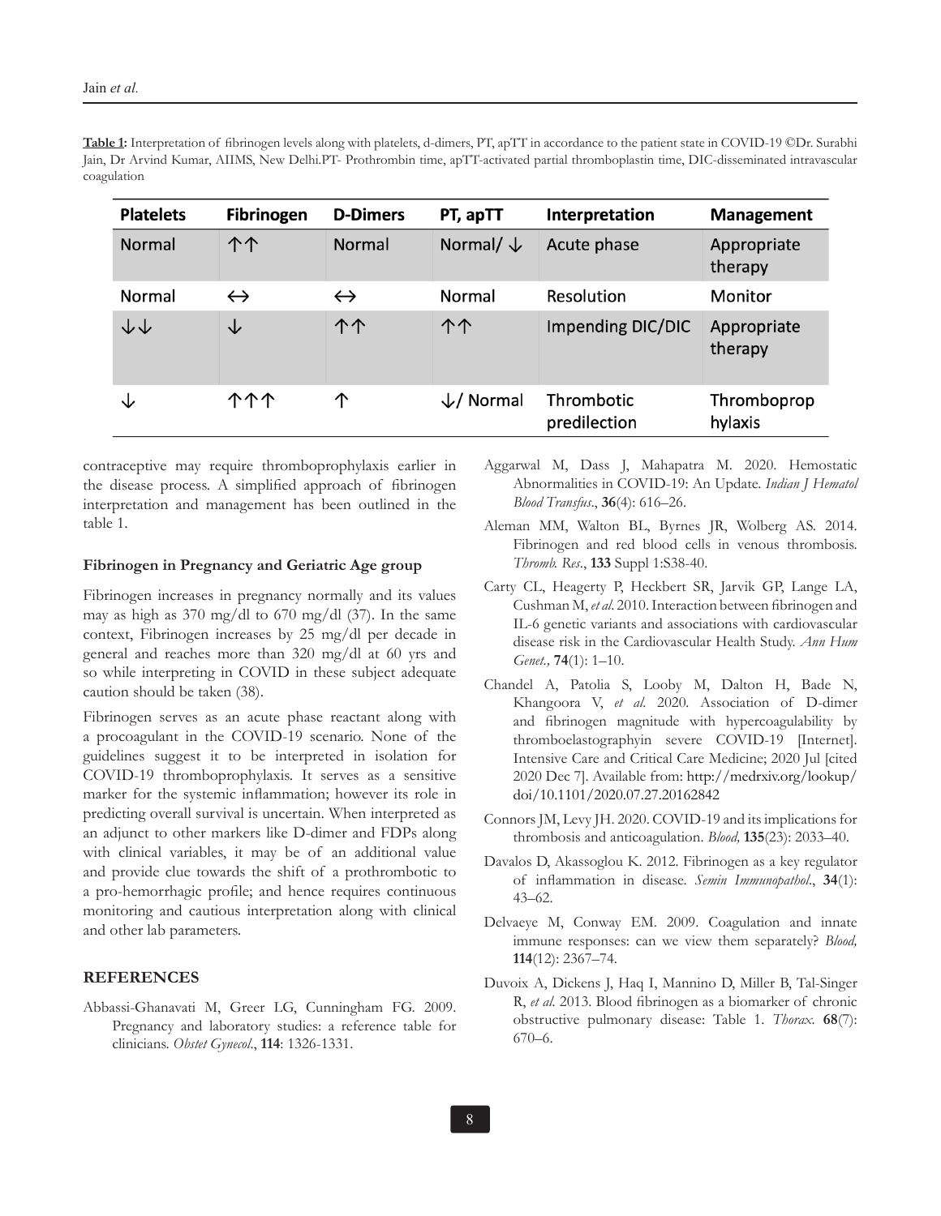**Table 1:** Interpretation of fibrinogen levels along with platelets, d-dimers, PT, apTT in accordance to the patient state in COVID-19 ©Dr. Surabhi Jain, Dr Arvind Kumar, AIIMS, New Delhi.PT- Prothrombin time, apTT-activated partial thromboplastin time, DIC-disseminated intravascular coagulation

| Platelets | Fibrinogen | D-Dimers | PT, apTT | Interpretation | Management |
|---|---|---|---|---|---|
| Normal | ↑↑ | Normal | Normal/ ↓ | Acute phase | Appropriate therapy |
| Normal | ↔ | ↔ | Normal | Resolution | Monitor |
| ↓↓ | ↓ | ↑↑ | ↑↑ | Impending DIC/DIC | Appropriate therapy |
| ↓ | ↑↑↑ | ↑ | ↓/ Normal | Thrombotic predilection | Thromboprophylaxis |

contraceptive may require thromboprophylaxis earlier in the disease process. A simplified approach of fibrinogen interpretation and management has been outlined in the table 1.

### Fibrinogen in Pregnancy and Geriatric Age group

Fibrinogen increases in pregnancy normally and its values may as high as 370 mg/dl to 670 mg/dl (37). In the same context, Fibrinogen increases by 25 mg/dl per decade in general and reaches more than 320 mg/dl at 60 yrs and so while interpreting in COVID in these subject adequate caution should be taken (38).

Fibrinogen serves as an acute phase reactant along with a procoagulant in the COVID-19 scenario. None of the guidelines suggest it to be interpreted in isolation for COVID-19 thromboprophylaxis. It serves as a sensitive marker for the systemic inflammation; however its role in predicting overall survival is uncertain. When interpreted as an adjunct to other markers like D-dimer and FDPs along with clinical variables, it may be of an additional value and provide clue towards the shift of a prothrombotic to a pro-hemorrhagic profile; and hence requires continuous monitoring and cautious interpretation along with clinical and other lab parameters.

## REFERENCES

Abbassi-Ghanavati M, Greer LG, Cunningham FG. 2009. Pregnancy and laboratory studies: a reference table for clinicians. *Obstet Gynecol*., **114**: 1326-1331.

Aggarwal M, Dass J, Mahapatra M. 2020. Hemostatic Abnormalities in COVID-19: An Update. *Indian J Hematol Blood Transfus*., **36**(4): 616–26.

Aleman MM, Walton BL, Byrnes JR, Wolberg AS. 2014. Fibrinogen and red blood cells in venous thrombosis. *Thromb. Res*., **133** Suppl 1:S38-40.

Carty CL, Heagerty P, Heckbert SR, Jarvik GP, Lange LA, Cushman M, *et al*. 2010. Interaction between fibrinogen and IL-6 genetic variants and associations with cardiovascular disease risk in the Cardiovascular Health Study. *Ann Hum Genet.,* **74**(1): 1–10.

Chandel A, Patolia S, Looby M, Dalton H, Bade N, Khangoora V, *et al*. 2020. Association of D-dimer and fibrinogen magnitude with hypercoagulability by thromboelastographyin severe COVID-19 [Internet]. Intensive Care and Critical Care Medicine; 2020 Jul [cited 2020 Dec 7]. Available from: http://medrxiv.org/lookup/doi/10.1101/2020.07.27.20162842

Connors JM, Levy JH. 2020. COVID-19 and its implications for thrombosis and anticoagulation. *Blood,* **135**(23): 2033–40.

Davalos D, Akassoglou K. 2012. Fibrinogen as a key regulator of inflammation in disease. *Semin Immunopathol*., **34**(1): 43–62.

Delvaeye M, Conway EM. 2009. Coagulation and innate immune responses: can we view them separately? *Blood,* **114**(12): 2367–74.

Duvoix A, Dickens J, Haq I, Mannino D, Miller B, Tal-Singer R, *et al*. 2013. Blood fibrinogen as a biomarker of chronic obstructive pulmonary disease: Table 1. *Thorax*. **68**(7): 670–6.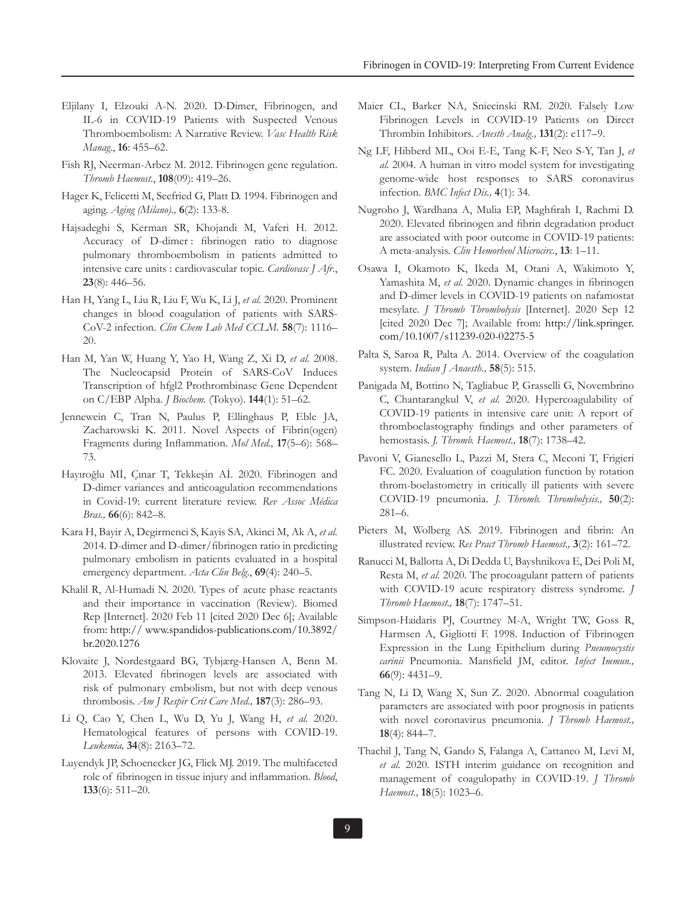Eljilany I, Elzouki A-N. 2020. D-Dimer, Fibrinogen, and IL-6 in COVID-19 Patients with Suspected Venous Thromboembolism: A Narrative Review. *Vasc Health Risk Manag.*, **16**: 455–62.

Fish RJ, Neerman-Arbez M. 2012. Fibrinogen gene regulation. *Thromb Haemost.*, **108**(09): 419–26.

Hager K, Felicetti M, Seefried G, Platt D. 1994. Fibrinogen and aging. *Aging (Milano).,* **6**(2): 133-8.

Hajsadeghi S, Kerman SR, Khojandi M, Vaferi H. 2012. Accuracy of D-dimer : fibrinogen ratio to diagnose pulmonary thromboembolism in patients admitted to intensive care units : cardiovascular topic. *Cardiovasc J Afr.*, **23**(8): 446–56.

Han H, Yang L, Liu R, Liu F, Wu K, Li J, *et al.* 2020. Prominent changes in blood coagulation of patients with SARS-CoV-2 infection. *Clin Chem Lab Med CCLM.* **58**(7): 1116–20.

Han M, Yan W, Huang Y, Yao H, Wang Z, Xi D, *et al.* 2008. The Nucleocapsid Protein of SARS-CoV Induces Transcription of hfgl2 Prothrombinase Gene Dependent on C/EBP Alpha. *J Biochem.* (Tokyo). **144**(1): 51–62.

Jennewein C, Tran N, Paulus P, Ellinghaus P, Eble JA, Zacharowski K. 2011. Novel Aspects of Fibrin(ogen) Fragments during Inflammation. *Mol Med.,* **17**(5–6): 568–73.

Hayıroğlu Mİ, Çınar T, Tekkeşin Aİ. 2020. Fibrinogen and D-dimer variances and anticoagulation recommendations in Covid-19: current literature review. *Rev Assoc Médica Bras.,* **66**(6): 842–8.

Kara H, Bayir A, Degirmenci S, Kayis SA, Akinci M, Ak A, *et al.* 2014. D-dimer and D-dimer/fibrinogen ratio in predicting pulmonary embolism in patients evaluated in a hospital emergency department. *Acta Clin Belg.*, **69**(4): 240–5.

Khalil R, Al-Humadi N. 2020. Types of acute phase reactants and their importance in vaccination (Review). Biomed Rep [Internet]. 2020 Feb 11 [cited 2020 Dec 6]; Available from: http:// www.spandidos-publications.com/10.3892/br.2020.1276

Klovaite J, Nordestgaard BG, Tybjærg-Hansen A, Benn M. 2013. Elevated fibrinogen levels are associated with risk of pulmonary embolism, but not with deep venous thrombosis. *Am J Respir Crit Care Med.,* **187**(3): 286–93.

Li Q, Cao Y, Chen L, Wu D, Yu J, Wang H, *et al.* 2020. Hematological features of persons with COVID-19. *Leukemia,* **34**(8): 2163–72.

Luyendyk JP, Schoenecker JG, Flick MJ. 2019. The multifaceted role of fibrinogen in tissue injury and inflammation. *Blood*, **133**(6): 511–20.

Maier CL, Barker NA, Sniecinski RM. 2020. Falsely Low Fibrinogen Levels in COVID-19 Patients on Direct Thrombin Inhibitors. *Anesth Analg.,* **131**(2): e117–9.

Ng LF, Hibberd ML, Ooi E-E, Tang K-F, Neo S-Y, Tan J, *et al.* 2004. A human in vitro model system for investigating genome-wide host responses to SARS coronavirus infection. *BMC Infect Dis.,* **4**(1): 34.

Nugroho J, Wardhana A, Mulia EP, Maghfirah I, Rachmi D. 2020. Elevated fibrinogen and fibrin degradation product are associated with poor outcome in COVID-19 patients: A meta-analysis. *Clin Hemorheol Microcirc.*, **13**: 1–11.

Osawa I, Okamoto K, Ikeda M, Otani A, Wakimoto Y, Yamashita M, *et al.* 2020. Dynamic changes in fibrinogen and D-dimer levels in COVID-19 patients on nafamostat mesylate. *J Thromb Thrombolysis* [Internet]. 2020 Sep 12 [cited 2020 Dec 7]; Available from: http://link.springer.com/10.1007/s11239-020-02275-5

Palta S, Saroa R, Palta A. 2014. Overview of the coagulation system. *Indian J Anaesth.,* **58**(5): 515.

Panigada M, Bottino N, Tagliabue P, Grasselli G, Novembrino C, Chantarangkul V, *et al.* 2020. Hypercoagulability of COVID-19 patients in intensive care unit: A report of thromboelastography findings and other parameters of hemostasis. *J. Thromb. Haemost.,* **18**(7): 1738–42.

Pavoni V, Gianesello L, Pazzi M, Stera C, Meconi T, Frigieri FC. 2020. Evaluation of coagulation function by rotation throm-boelastometry in critically ill patients with severe COVID-19 pneumonia. *J. Thromb. Thrombolysis.,* **50**(2): 281–6.

Pieters M, Wolberg AS. 2019. Fibrinogen and fibrin: An illustrated review. *Res Pract Thromb Haemost.,* **3**(2): 161–72.

Ranucci M, Ballotta A, Di Dedda U, Bayshnikova E, Dei Poli M, Resta M, *et al.* 2020. The procoagulant pattern of patients with COVID-19 acute respiratory distress syndrome. *J Thromb Haemost.,* **18**(7): 1747–51.

Simpson-Haidaris PJ, Courtney M-A, Wright TW, Goss R, Harmsen A, Gigliotti F. 1998. Induction of Fibrinogen Expression in the Lung Epithelium during *Pneumocystis carinii* Pneumonia. Mansfield JM, editor. *Infect Immun.,* **66**(9): 4431–9.

Tang N, Li D, Wang X, Sun Z. 2020. Abnormal coagulation parameters are associated with poor prognosis in patients with novel coronavirus pneumonia. *J Thromb Haemost.,* **18**(4): 844–7.

Thachil J, Tang N, Gando S, Falanga A, Cattaneo M, Levi M, *et al.* 2020. ISTH interim guidance on recognition and management of coagulopathy in COVID-19. *J Thromb Haemost.,* **18**(5): 1023–6.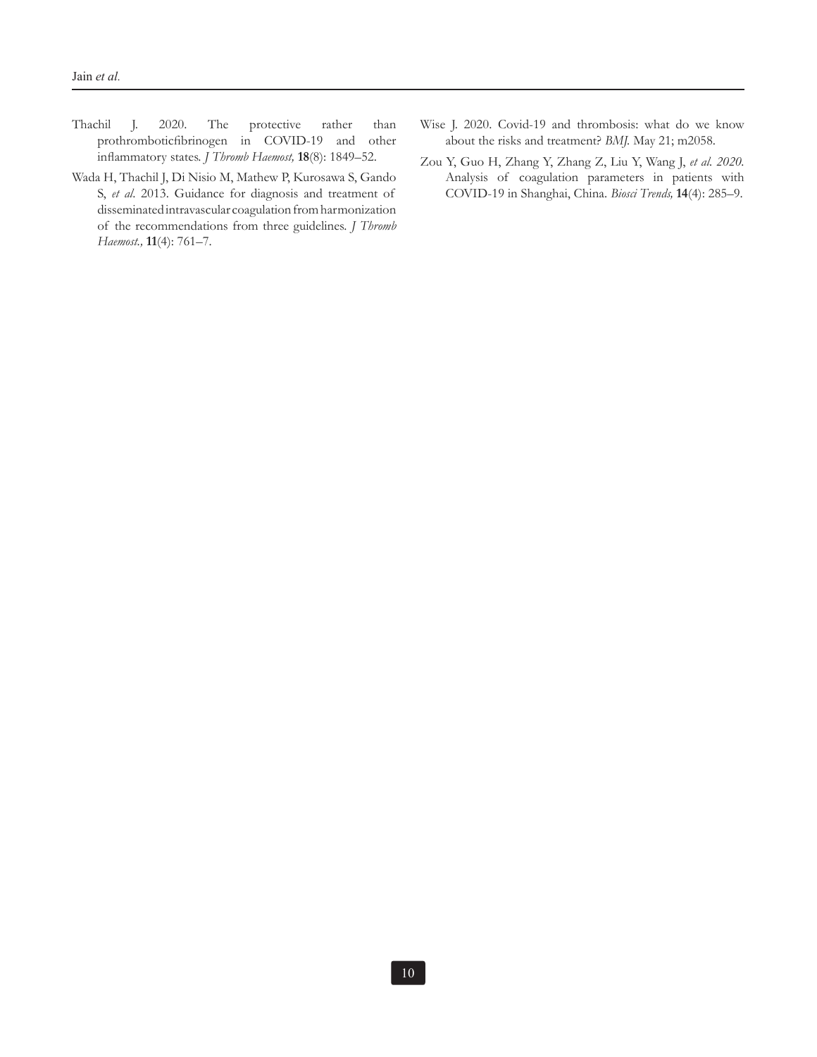Thachil J. 2020. The protective rather than prothromboticfibrinogen in COVID-19 and other inflammatory states. *J Thromb Haemost,* **18**(8): 1849–52.

Wada H, Thachil J, Di Nisio M, Mathew P, Kurosawa S, Gando S, *et al*. 2013. Guidance for diagnosis and treatment of disseminated intravascular coagulation from harmonization of the recommendations from three guidelines. *J Thromb Haemost.,* **11**(4): 761–7.

Wise J. 2020. Covid-19 and thrombosis: what do we know about the risks and treatment? *BMJ.* May 21; m2058.

Zou Y, Guo H, Zhang Y, Zhang Z, Liu Y, Wang J, *et al. 2020.* Analysis of coagulation parameters in patients with COVID-19 in Shanghai, China. *Biosci Trends,* **14**(4): 285–9.